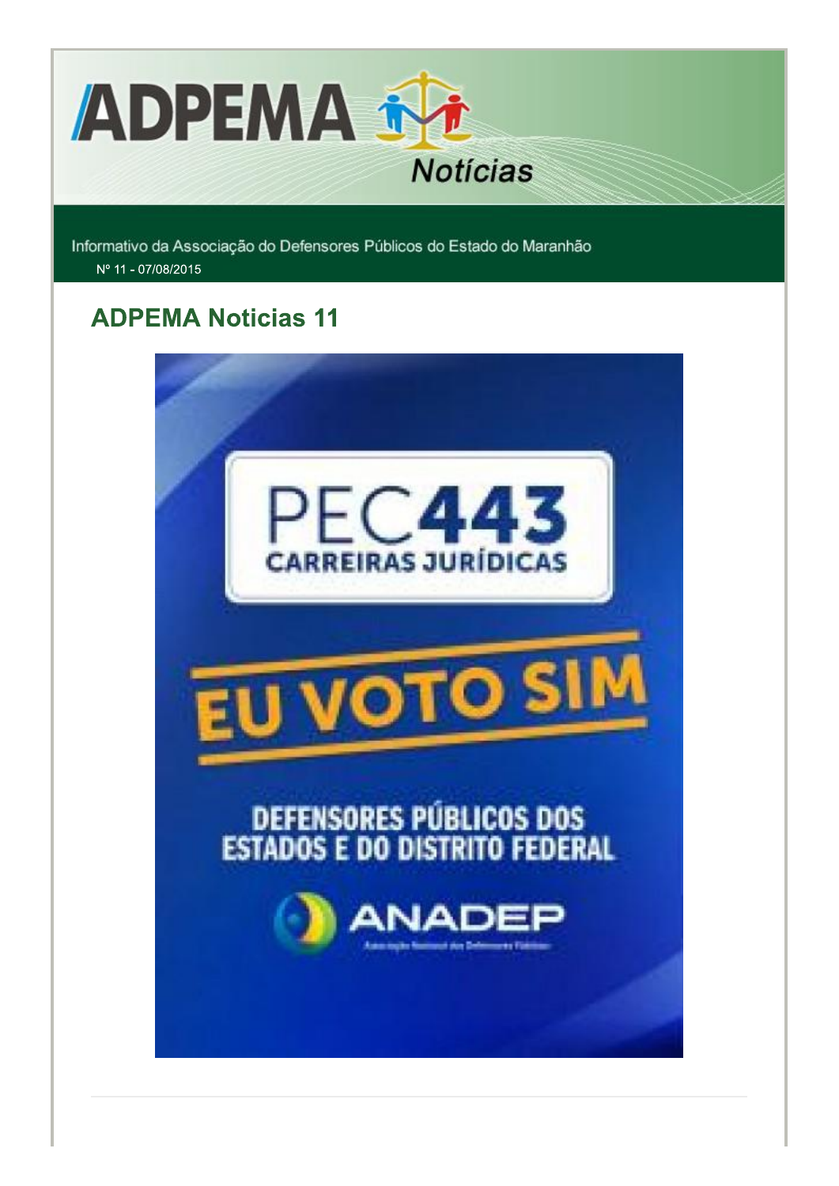# ADPEMA Notícias

Informativo da Associação do Defensores Públicos do Estado do Maranhão

Nº 11 - 07/08/2015

## ADPEMA Noticias 11

PEC443

CARREIRAS JURÍDICAS

EU VOTO SIM

DEFENSORES PÚBLICOS DOS ESTADOS E DO DISTRITO FEDERAL

ANADEP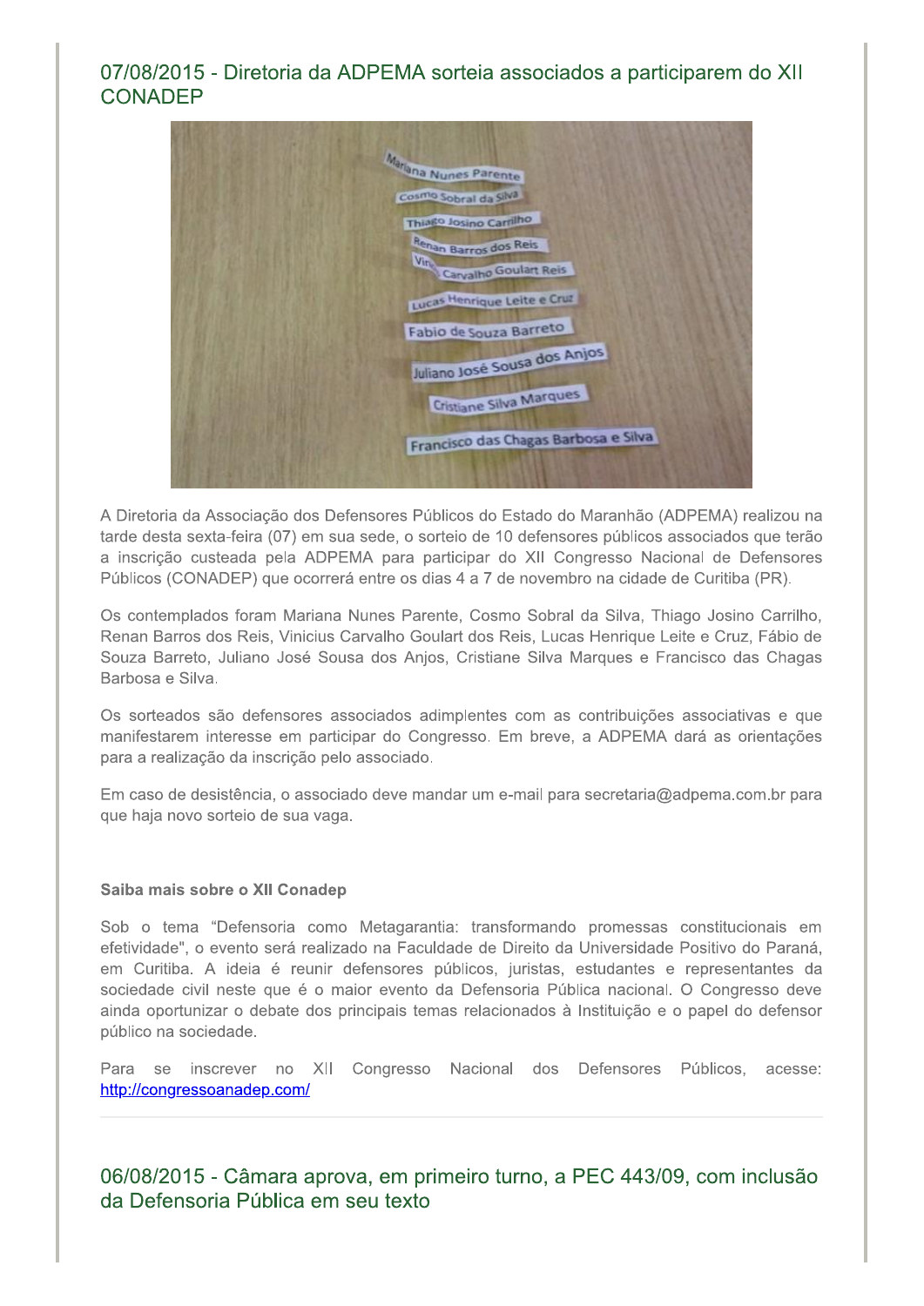## 07/08/2015 - Diretoria da ADPEMA sorteia associados a participarem do XII CONADEP

A Diretoria da Associação dos Defensores Públicos do Estado do Maranhão (ADPEMA) realizou na tarde desta sexta-feira (07) em sua sede, o sorteio de 10 defensores públicos associados que terão a inscrição custeada pela ADPEMA para participar do XII Congresso Nacional de Defensores Públicos (CONADEP) que ocorrerá entre os dias 4 a 7 de novembro na cidade de Curitiba (PR).

Os contemplados foram Mariana Nunes Parente, Cosmo Sobral da Silva, Thiago Josino Carrilho, Renan Barros dos Reis, Vinicius Carvalho Goulart dos Reis, Lucas Henrique Leite e Cruz, Fábio de Souza Barreto, Juliano José Sousa dos Anjos, Cristiane Silva Marques e Francisco das Chagas Barbosa e Silva.

Os sorteados são defensores associados adimplentes com as contribuições associativas e que manifestarem interesse em participar do Congresso. Em breve, a ADPEMA dará as orientações para a realização da inscrição pelo associado.

Em caso de desistência, o associado deve mandar um e-mail para secretaria@adpema.com.br para que haja novo sorteio de sua vaga.

**Saiba mais sobre o XII Conadep**

Sob o tema "Defensoria como Metagarantia: transformando promessas constitucionais em efetividade", o evento será realizado na Faculdade de Direito da Universidade Positivo do Paraná, em Curitiba. A ideia é reunir defensores públicos, juristas, estudantes e representantes da sociedade civil neste que é o maior evento da Defensoria Pública nacional. O Congresso deve ainda oportunizar o debate dos principais temas relacionados à Instituição e o papel do defensor público na sociedade.

Para se inscrever no XII Congresso Nacional dos Defensores Públicos, acesse: [http://congressoanadep.com/](http://congressoanadep.com/)

---

## 06/08/2015 - Câmara aprova, em primeiro turno, a PEC 443/09, com inclusão da Defensoria Pública em seu texto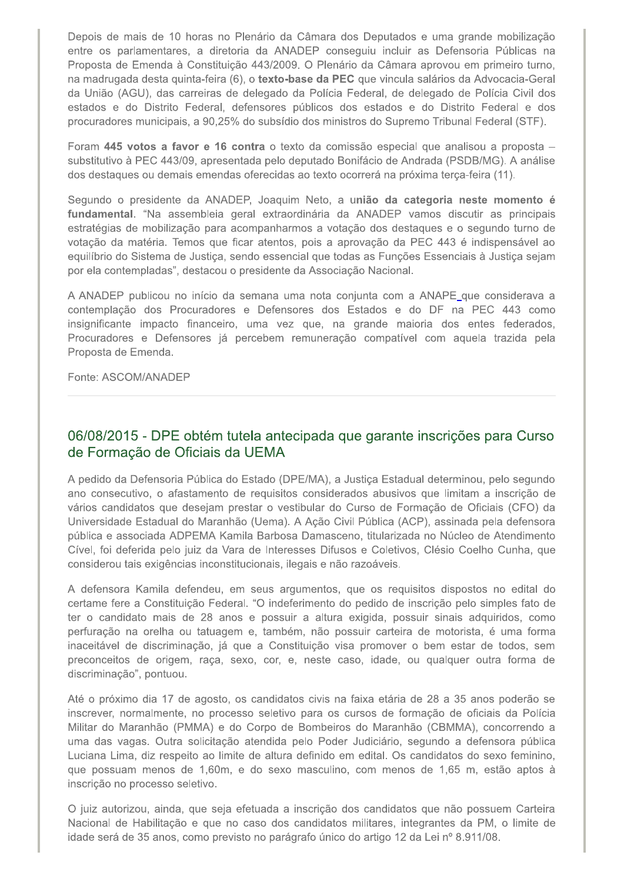Depois de mais de 10 horas no Plenário da Câmara dos Deputados e uma grande mobilização entre os parlamentares, a diretoria da ANADEP conseguiu incluir as Defensoria Públicas na Proposta de Emenda à Constituição 443/2009. O Plenário da Câmara aprovou em primeiro turno, na madrugada desta quinta-feira (6), o **texto-base da PEC** que vincula salários da Advocacia-Geral da União (AGU), das carreiras de delegado da Polícia Federal, de delegado de Polícia Civil dos estados e do Distrito Federal, defensores públicos dos estados e do Distrito Federal e dos procuradores municipais, a 90,25% do subsídio dos ministros do Supremo Tribunal Federal (STF).

Foram **445 votos a favor e 16 contra** o texto da comissão especial que analisou a proposta – substitutivo à PEC 443/09, apresentada pelo deputado Bonifácio de Andrada (PSDB/MG). A análise dos destaques ou demais emendas oferecidas ao texto ocorrerá na próxima terça-feira (11).

Segundo o presidente da ANADEP, Joaquim Neto, a u**nião da categoria neste momento é fundamental**. "Na assembleia geral extraordinária da ANADEP vamos discutir as principais estratégias de mobilização para acompanharmos a votação dos destaques e o segundo turno de votação da matéria. Temos que ficar atentos, pois a aprovação da PEC 443 é indispensável ao equilíbrio do Sistema de Justiça, sendo essencial que todas as Funções Essenciais à Justiça sejam por ela contempladas", destacou o presidente da Associação Nacional.

A ANADEP publicou no início da semana uma nota conjunta com a ANAPE que considerava a contemplação dos Procuradores e Defensores dos Estados e do DF na PEC 443 como insignificante impacto financeiro, uma vez que, na grande maioria dos entes federados, Procuradores e Defensores já percebem remuneração compatível com aquela trazida pela Proposta de Emenda.

Fonte: ASCOM/ANADEP

---

## 06/08/2015 - DPE obtém tutela antecipada que garante inscrições para Curso de Formação de Oficiais da UEMA

A pedido da Defensoria Pública do Estado (DPE/MA), a Justiça Estadual determinou, pelo segundo ano consecutivo, o afastamento de requisitos considerados abusivos que limitam a inscrição de vários candidatos que desejam prestar o vestibular do Curso de Formação de Oficiais (CFO) da Universidade Estadual do Maranhão (Uema). A Ação Civil Pública (ACP), assinada pela defensora pública e associada ADPEMA Kamila Barbosa Damasceno, titularizada no Núcleo de Atendimento Cível, foi deferida pelo juiz da Vara de Interesses Difusos e Coletivos, Clésio Coelho Cunha, que considerou tais exigências inconstitucionais, ilegais e não razoáveis.

A defensora Kamila defendeu, em seus argumentos, que os requisitos dispostos no edital do certame fere a Constituição Federal. "O indeferimento do pedido de inscrição pelo simples fato de ter o candidato mais de 28 anos e possuir a altura exigida, possuir sinais adquiridos, como perfuração na orelha ou tatuagem e, também, não possuir carteira de motorista, é uma forma inaceitável de discriminação, já que a Constituição visa promover o bem estar de todos, sem preconceitos de origem, raça, sexo, cor, e, neste caso, idade, ou qualquer outra forma de discriminação", pontuou.

Até o próximo dia 17 de agosto, os candidatos civis na faixa etária de 28 a 35 anos poderão se inscrever, normalmente, no processo seletivo para os cursos de formação de oficiais da Polícia Militar do Maranhão (PMMA) e do Corpo de Bombeiros do Maranhão (CBMMA), concorrendo a uma das vagas. Outra solicitação atendida pelo Poder Judiciário, segundo a defensora pública Luciana Lima, diz respeito ao limite de altura definido em edital. Os candidatos do sexo feminino, que possuam menos de 1,60m, e do sexo masculino, com menos de 1,65 m, estão aptos à inscrição no processo seletivo.

O juiz autorizou, ainda, que seja efetuada a inscrição dos candidatos que não possuem Carteira Nacional de Habilitação e que no caso dos candidatos militares, integrantes da PM, o limite de idade será de 35 anos, como previsto no parágrafo único do artigo 12 da Lei nº 8.911/08.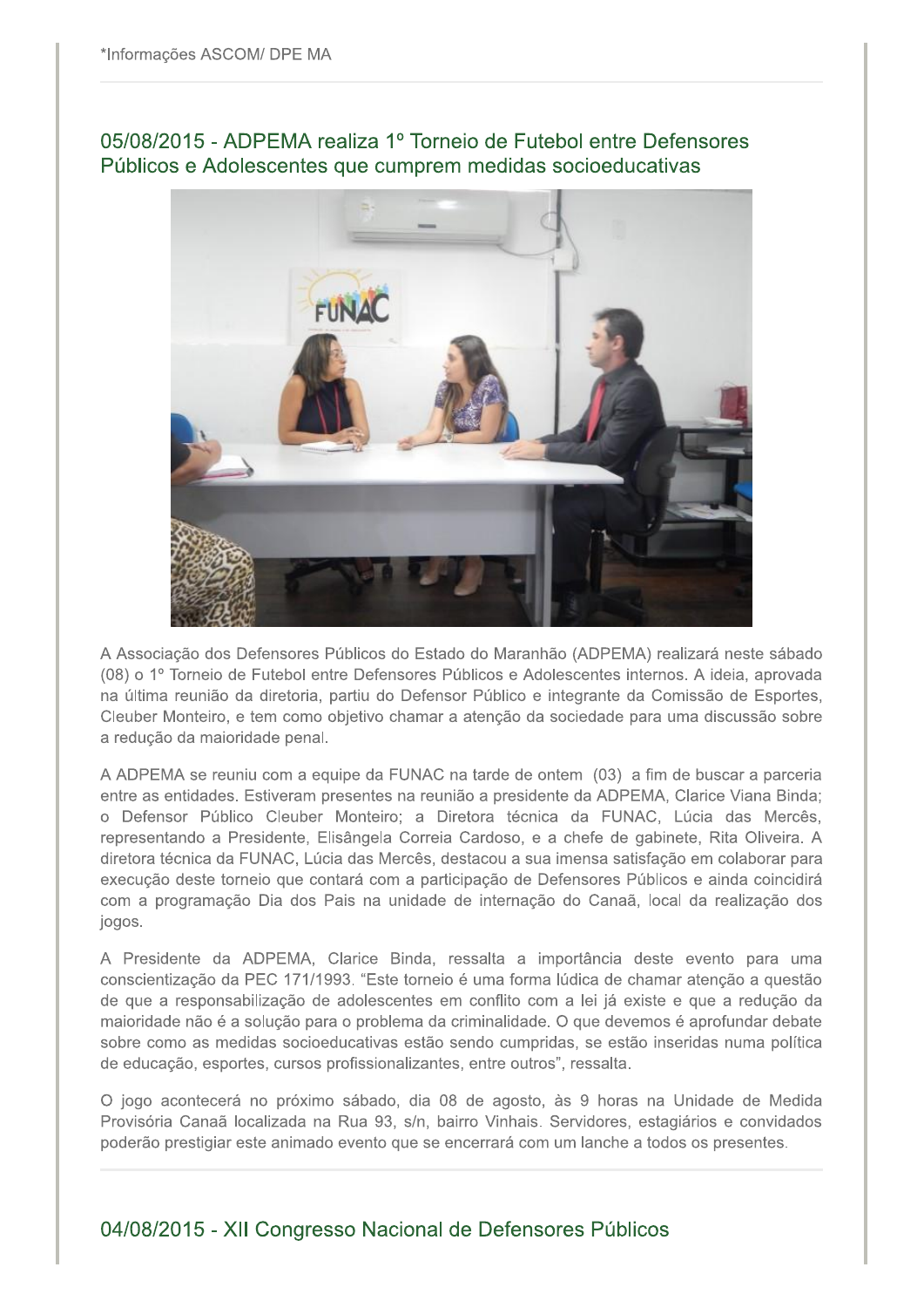*Informações ASCOM/ DPE MA

## 05/08/2015 - ADPEMA realiza 1º Torneio de Futebol entre Defensores Públicos e Adolescentes que cumprem medidas socioeducativas

A Associação dos Defensores Públicos do Estado do Maranhão (ADPEMA) realizará neste sábado (08) o 1º Torneio de Futebol entre Defensores Públicos e Adolescentes internos. A ideia, aprovada na última reunião da diretoria, partiu do Defensor Público e integrante da Comissão de Esportes, Cleuber Monteiro, e tem como objetivo chamar a atenção da sociedade para uma discussão sobre a redução da maioridade penal.

A ADPEMA se reuniu com a equipe da FUNAC na tarde de ontem (03) a fim de buscar a parceria entre as entidades. Estiveram presentes na reunião a presidente da ADPEMA, Clarice Viana Binda; o Defensor Público Cleuber Monteiro; a Diretora técnica da FUNAC, Lúcia das Mercês, representando a Presidente, Elisângela Correia Cardoso, e a chefe de gabinete, Rita Oliveira. A diretora técnica da FUNAC, Lúcia das Mercês, destacou a sua imensa satisfação em colaborar para execução deste torneio que contará com a participação de Defensores Públicos e ainda coincidirá com a programação Dia dos Pais na unidade de internação do Canaã, local da realização dos jogos.

A Presidente da ADPEMA, Clarice Binda, ressalta a importância deste evento para uma conscientização da PEC 171/1993. "Este torneio é uma forma lúdica de chamar atenção a questão de que a responsabilização de adolescentes em conflito com a lei já existe e que a redução da maioridade não é a solução para o problema da criminalidade. O que devemos é aprofundar debate sobre como as medidas socioeducativas estão sendo cumpridas, se estão inseridas numa política de educação, esportes, cursos profissionalizantes, entre outros", ressalta.

O jogo acontecerá no próximo sábado, dia 08 de agosto, às 9 horas na Unidade de Medida Provisória Canaã localizada na Rua 93, s/n, bairro Vinhais. Servidores, estagiários e convidados poderão prestigiar este animado evento que se encerrará com um lanche a todos os presentes.

## 04/08/2015 - XII Congresso Nacional de Defensores Públicos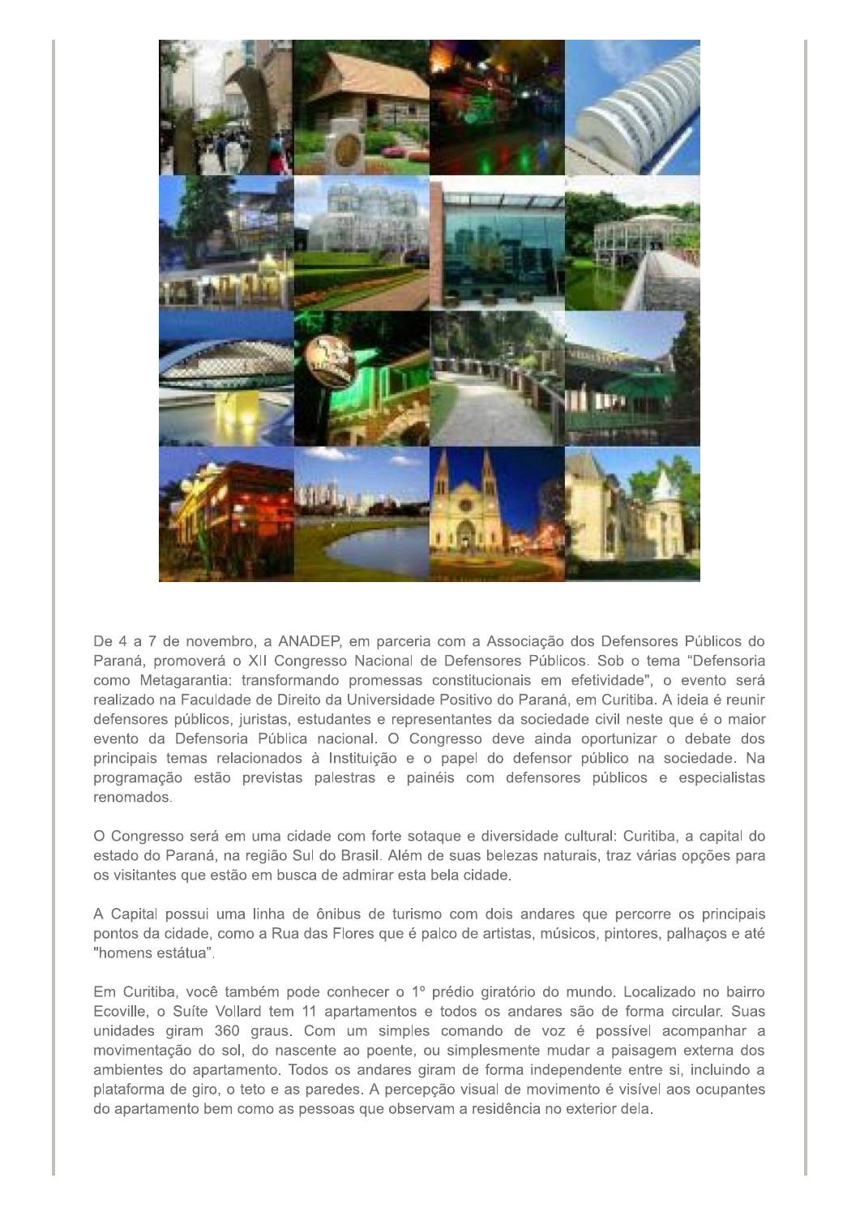De 4 a 7 de novembro, a ANADEP, em parceria com a Associação dos Defensores Públicos do Paraná, promoverá o XII Congresso Nacional de Defensores Públicos. Sob o tema "Defensoria como Metagarantia: transformando promessas constitucionais em efetividade", o evento será realizado na Faculdade de Direito da Universidade Positivo do Paraná, em Curitiba. A ideia é reunir defensores públicos, juristas, estudantes e representantes da sociedade civil neste que é o maior evento da Defensoria Pública nacional. O Congresso deve ainda oportunizar o debate dos principais temas relacionados à Instituição e o papel do defensor público na sociedade. Na programação estão previstas palestras e painéis com defensores públicos e especialistas renomados.

O Congresso será em uma cidade com forte sotaque e diversidade cultural: Curitiba, a capital do estado do Paraná, na região Sul do Brasil. Além de suas belezas naturais, traz várias opções para os visitantes que estão em busca de admirar esta bela cidade.

A Capital possui uma linha de ônibus de turismo com dois andares que percorre os principais pontos da cidade, como a Rua das Flores que é palco de artistas, músicos, pintores, palhaços e até "homens estátua".

Em Curitiba, você também pode conhecer o 1º prédio giratório do mundo. Localizado no bairro Ecoville, o Suíte Vollard tem 11 apartamentos e todos os andares são de forma circular. Suas unidades giram 360 graus. Com um simples comando de voz é possível acompanhar a movimentação do sol, do nascente ao poente, ou simplesmente mudar a paisagem externa dos ambientes do apartamento. Todos os andares giram de forma independente entre si, incluindo a plataforma de giro, o teto e as paredes. A percepção visual de movimento é visível aos ocupantes do apartamento bem como as pessoas que observam a residência no exterior dela.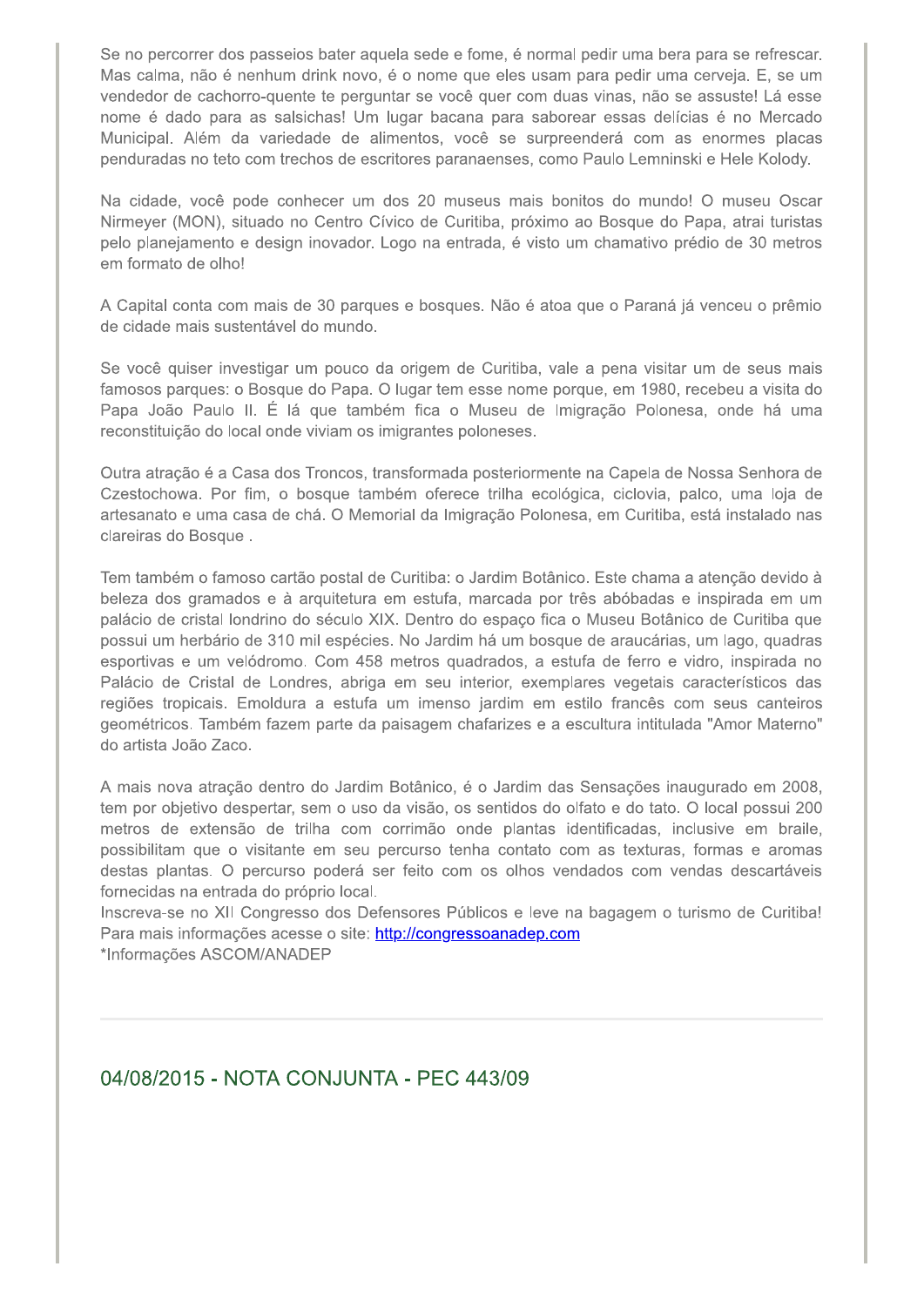Se no percorrer dos passeios bater aquela sede e fome, é normal pedir uma bera para se refrescar. Mas calma, não é nenhum drink novo, é o nome que eles usam para pedir uma cerveja. E, se um vendedor de cachorro-quente te perguntar se você quer com duas vinas, não se assuste! Lá esse nome é dado para as salsichas! Um lugar bacana para saborear essas delícias é no Mercado Municipal. Além da variedade de alimentos, você se surpreenderá com as enormes placas penduradas no teto com trechos de escritores paranaenses, como Paulo Lemninski e Hele Kolody.

Na cidade, você pode conhecer um dos 20 museus mais bonitos do mundo! O museu Oscar Nirmeyer (MON), situado no Centro Cívico de Curitiba, próximo ao Bosque do Papa, atrai turistas pelo planejamento e design inovador. Logo na entrada, é visto um chamativo prédio de 30 metros em formato de olho!

A Capital conta com mais de 30 parques e bosques. Não é atoa que o Paraná já venceu o prêmio de cidade mais sustentável do mundo.

Se você quiser investigar um pouco da origem de Curitiba, vale a pena visitar um de seus mais famosos parques: o Bosque do Papa. O lugar tem esse nome porque, em 1980, recebeu a visita do Papa João Paulo II. É lá que também fica o Museu de Imigração Polonesa, onde há uma reconstituição do local onde viviam os imigrantes poloneses.

Outra atração é a Casa dos Troncos, transformada posteriormente na Capela de Nossa Senhora de Czestochowa. Por fim, o bosque também oferece trilha ecológica, ciclovia, palco, uma loja de artesanato e uma casa de chá. O Memorial da Imigração Polonesa, em Curitiba, está instalado nas clareiras do Bosque .

Tem também o famoso cartão postal de Curitiba: o Jardim Botânico. Este chama a atenção devido à beleza dos gramados e à arquitetura em estufa, marcada por três abóbadas e inspirada em um palácio de cristal londrino do século XIX. Dentro do espaço fica o Museu Botânico de Curitiba que possui um herbário de 310 mil espécies. No Jardim há um bosque de araucárias, um lago, quadras esportivas e um velódromo. Com 458 metros quadrados, a estufa de ferro e vidro, inspirada no Palácio de Cristal de Londres, abriga em seu interior, exemplares vegetais característicos das regiões tropicais. Emoldura a estufa um imenso jardim em estilo francês com seus canteiros geométricos. Também fazem parte da paisagem chafarizes e a escultura intitulada "Amor Materno" do artista João Zaco.

A mais nova atração dentro do Jardim Botânico, é o Jardim das Sensações inaugurado em 2008, tem por objetivo despertar, sem o uso da visão, os sentidos do olfato e do tato. O local possui 200 metros de extensão de trilha com corrimão onde plantas identificadas, inclusive em braile, possibilitam que o visitante em seu percurso tenha contato com as texturas, formas e aromas destas plantas. O percurso poderá ser feito com os olhos vendados com vendas descartáveis fornecidas na entrada do próprio local.
Inscreva-se no XII Congresso dos Defensores Públicos e leve na bagagem o turismo de Curitiba!
Para mais informações acesse o site: [http://congressoanadep.com](http://congressoanadep.com)
*Informações ASCOM/ANADEP

---

## 04/08/2015 - NOTA CONJUNTA - PEC 443/09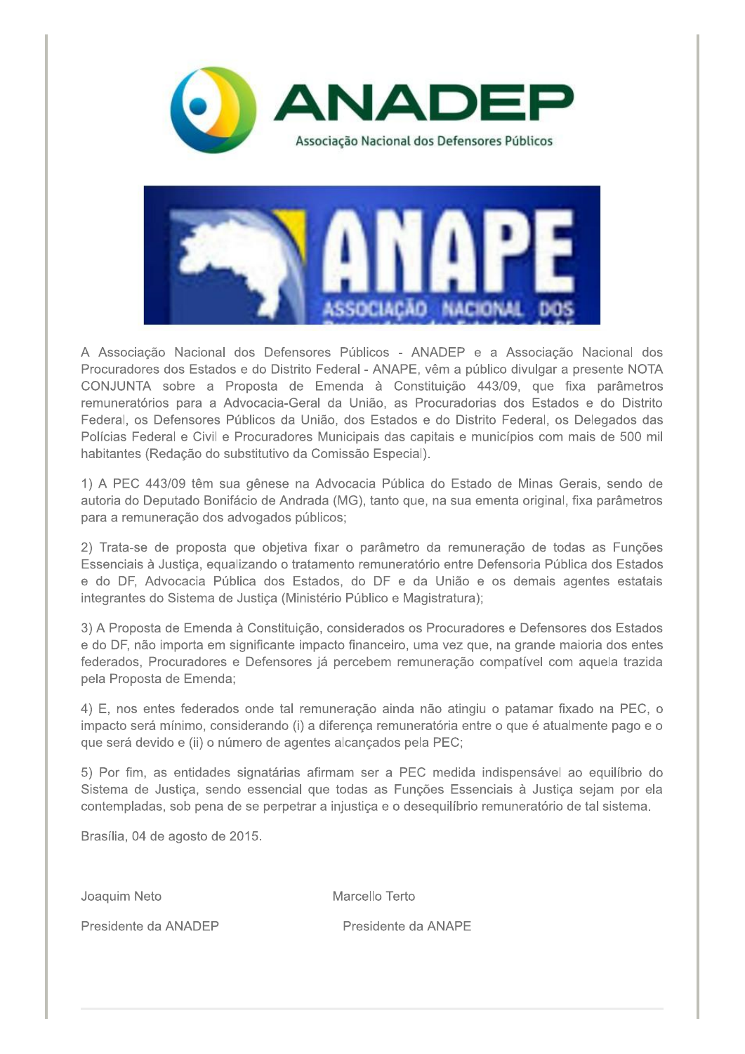ANADEP

Associação Nacional dos Defensores Públicos

ANAPE

ASSOCIAÇÃO NACIONAL DOS

A Associação Nacional dos Defensores Públicos - ANADEP e a Associação Nacional dos Procuradores dos Estados e do Distrito Federal - ANAPE, vêm a público divulgar a presente NOTA CONJUNTA sobre a Proposta de Emenda à Constituição 443/09, que fixa parâmetros remuneratórios para a Advocacia-Geral da União, as Procuradorias dos Estados e do Distrito Federal, os Defensores Públicos da União, dos Estados e do Distrito Federal, os Delegados das Polícias Federal e Civil e Procuradores Municipais das capitais e municípios com mais de 500 mil habitantes (Redação do substitutivo da Comissão Especial).

1) A PEC 443/09 têm sua gênese na Advocacia Pública do Estado de Minas Gerais, sendo de autoria do Deputado Bonifácio de Andrada (MG), tanto que, na sua ementa original, fixa parâmetros para a remuneração dos advogados públicos;

2) Trata-se de proposta que objetiva fixar o parâmetro da remuneração de todas as Funções Essenciais à Justiça, equalizando o tratamento remuneratório entre Defensoria Pública dos Estados e do DF, Advocacia Pública dos Estados, do DF e da União e os demais agentes estatais integrantes do Sistema de Justiça (Ministério Público e Magistratura);

3) A Proposta de Emenda à Constituição, considerados os Procuradores e Defensores dos Estados e do DF, não importa em significante impacto financeiro, uma vez que, na grande maioria dos entes federados, Procuradores e Defensores já percebem remuneração compatível com aquela trazida pela Proposta de Emenda;

4) E, nos entes federados onde tal remuneração ainda não atingiu o patamar fixado na PEC, o impacto será mínimo, considerando (i) a diferença remuneratória entre o que é atualmente pago e o que será devido e (ii) o número de agentes alcançados pela PEC;

5) Por fim, as entidades signatárias afirmam ser a PEC medida indispensável ao equilíbrio do Sistema de Justiça, sendo essencial que todas as Funções Essenciais à Justiça sejam por ela contempladas, sob pena de se perpetrar a injustiça e o desequilíbrio remuneratório de tal sistema.

Brasília, 04 de agosto de 2015.

Joaquim Neto
Presidente da ANADEP

Marcello Terto
Presidente da ANAPE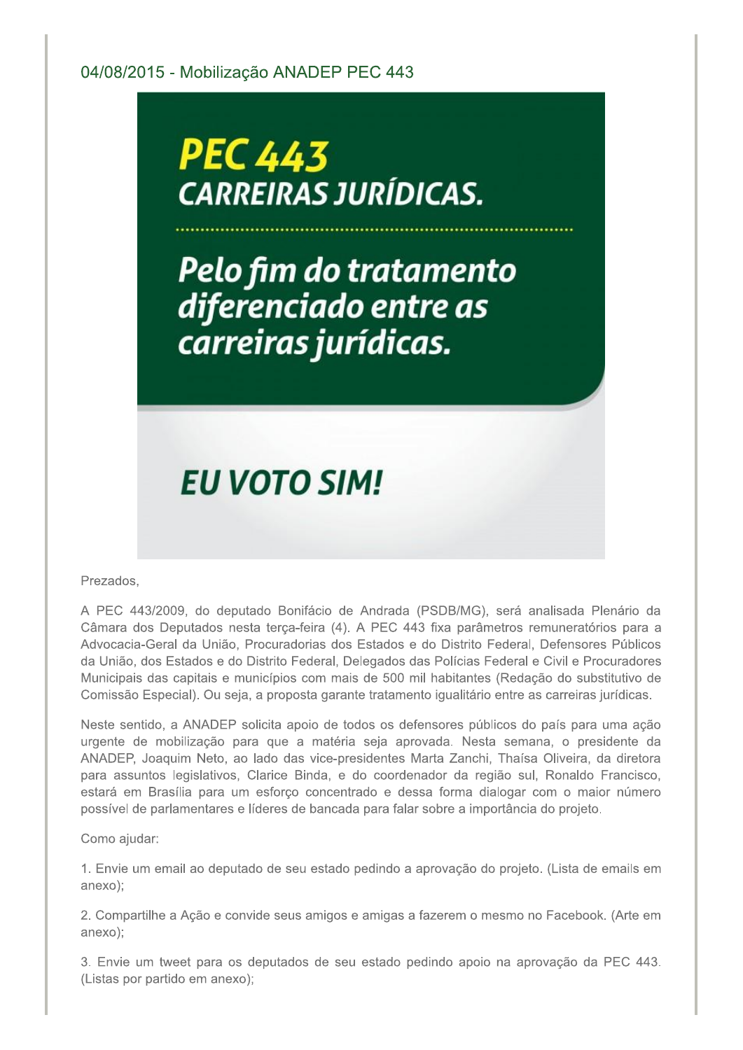## 04/08/2015 - Mobilização ANADEP PEC 443

**PEC 443**
**CARREIRAS JURÍDICAS.**

***Pelo fim do tratamento diferenciado entre as carreiras jurídicas.***

**EU VOTO SIM!**

Prezados,

A PEC 443/2009, do deputado Bonifácio de Andrada (PSDB/MG), será analisada Plenário da Câmara dos Deputados nesta terça-feira (4). A PEC 443 fixa parâmetros remuneratórios para a Advocacia-Geral da União, Procuradorias dos Estados e do Distrito Federal, Defensores Públicos da União, dos Estados e do Distrito Federal, Delegados das Polícias Federal e Civil e Procuradores Municipais das capitais e municípios com mais de 500 mil habitantes (Redação do substitutivo de Comissão Especial). Ou seja, a proposta garante tratamento igualitário entre as carreiras jurídicas.

Neste sentido, a ANADEP solicita apoio de todos os defensores públicos do país para uma ação urgente de mobilização para que a matéria seja aprovada. Nesta semana, o presidente da ANADEP, Joaquim Neto, ao lado das vice-presidentes Marta Zanchi, Thaísa Oliveira, da diretora para assuntos legislativos, Clarice Binda, e do coordenador da região sul, Ronaldo Francisco, estará em Brasília para um esforço concentrado e dessa forma dialogar com o maior número possível de parlamentares e líderes de bancada para falar sobre a importância do projeto.

Como ajudar:

1. Envie um email ao deputado de seu estado pedindo a aprovação do projeto. (Lista de emails em anexo);

2. Compartilhe a Ação e convide seus amigos e amigas a fazerem o mesmo no Facebook. (Arte em anexo);

3. Envie um tweet para os deputados de seu estado pedindo apoio na aprovação da PEC 443. (Listas por partido em anexo);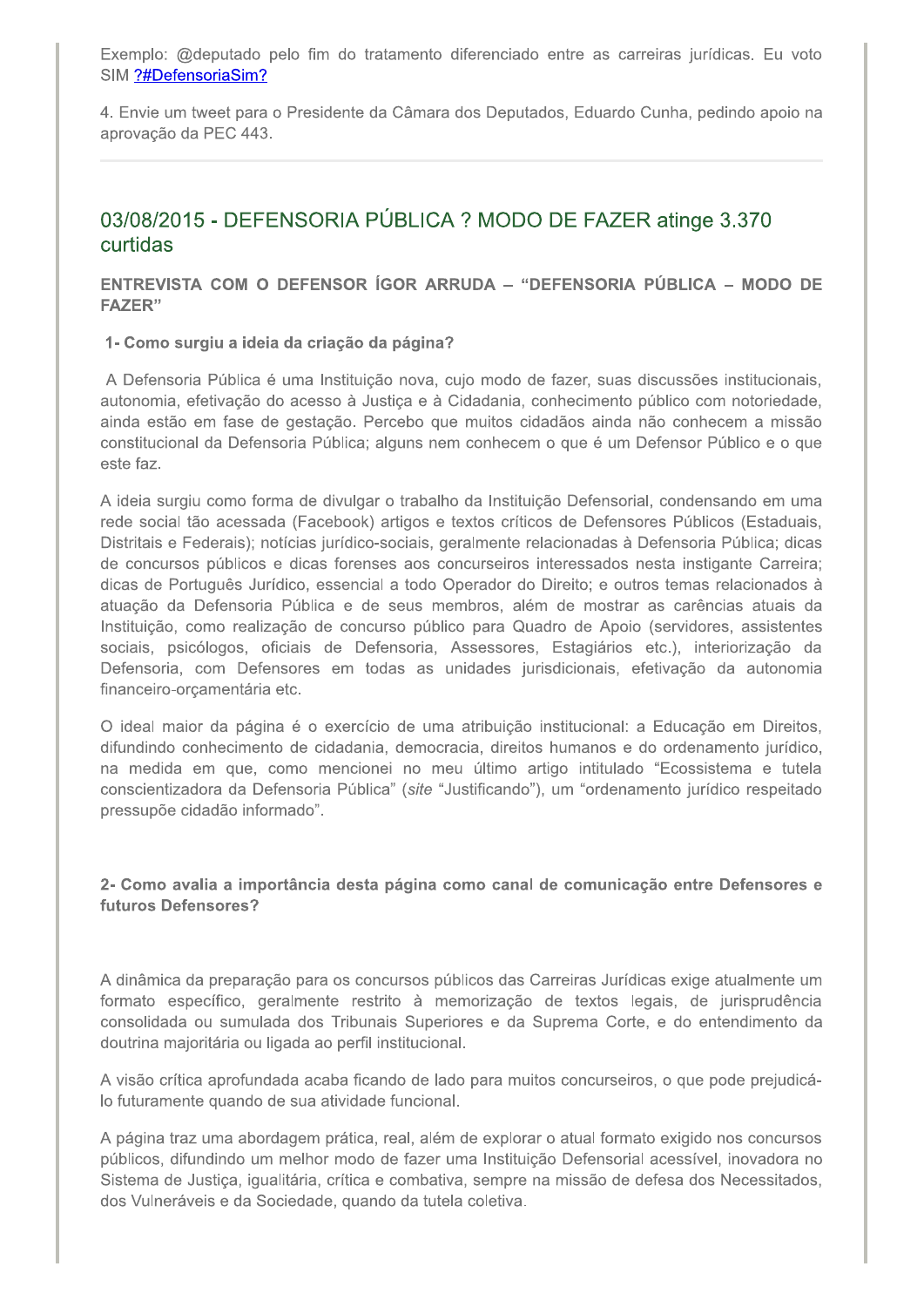Exemplo: @deputado pelo fim do tratamento diferenciado entre as carreiras jurídicas. Eu voto SIM ?#DefensoriaSim?

4. Envie um tweet para o Presidente da Câmara dos Deputados, Eduardo Cunha, pedindo apoio na aprovação da PEC 443.

---

## 03/08/2015 - DEFENSORIA PÚBLICA ? MODO DE FAZER atinge 3.370 curtidas

**ENTREVISTA COM O DEFENSOR ÍGOR ARRUDA – "DEFENSORIA PÚBLICA – MODO DE FAZER"**

**1- Como surgiu a ideia da criação da página?**

A Defensoria Pública é uma Instituição nova, cujo modo de fazer, suas discussões institucionais, autonomia, efetivação do acesso à Justiça e à Cidadania, conhecimento público com notoriedade, ainda estão em fase de gestação. Percebo que muitos cidadãos ainda não conhecem a missão constitucional da Defensoria Pública; alguns nem conhecem o que é um Defensor Público e o que este faz.

A ideia surgiu como forma de divulgar o trabalho da Instituição Defensorial, condensando em uma rede social tão acessada (Facebook) artigos e textos críticos de Defensores Públicos (Estaduais, Distritais e Federais); notícias jurídico-sociais, geralmente relacionadas à Defensoria Pública; dicas de concursos públicos e dicas forenses aos concurseiros interessados nesta instigante Carreira; dicas de Português Jurídico, essencial a todo Operador do Direito; e outros temas relacionados à atuação da Defensoria Pública e de seus membros, além de mostrar as carências atuais da Instituição, como realização de concurso público para Quadro de Apoio (servidores, assistentes sociais, psicólogos, oficiais de Defensoria, Assessores, Estagiários etc.), interiorização da Defensoria, com Defensores em todas as unidades jurisdicionais, efetivação da autonomia financeiro-orçamentária etc.

O ideal maior da página é o exercício de uma atribuição institucional: a Educação em Direitos, difundindo conhecimento de cidadania, democracia, direitos humanos e do ordenamento jurídico, na medida em que, como mencionei no meu último artigo intitulado "Ecossistema e tutela conscientizadora da Defensoria Pública" (*site* "Justificando"), um "ordenamento jurídico respeitado pressupõe cidadão informado".

**2- Como avalia a importância desta página como canal de comunicação entre Defensores e futuros Defensores?**

A dinâmica da preparação para os concursos públicos das Carreiras Jurídicas exige atualmente um formato específico, geralmente restrito à memorização de textos legais, de jurisprudência consolidada ou sumulada dos Tribunais Superiores e da Suprema Corte, e do entendimento da doutrina majoritária ou ligada ao perfil institucional.

A visão crítica aprofundada acaba ficando de lado para muitos concurseiros, o que pode prejudicá-lo futuramente quando de sua atividade funcional.

A página traz uma abordagem prática, real, além de explorar o atual formato exigido nos concursos públicos, difundindo um melhor modo de fazer uma Instituição Defensorial acessível, inovadora no Sistema de Justiça, igualitária, crítica e combativa, sempre na missão de defesa dos Necessitados, dos Vulneráveis e da Sociedade, quando da tutela coletiva.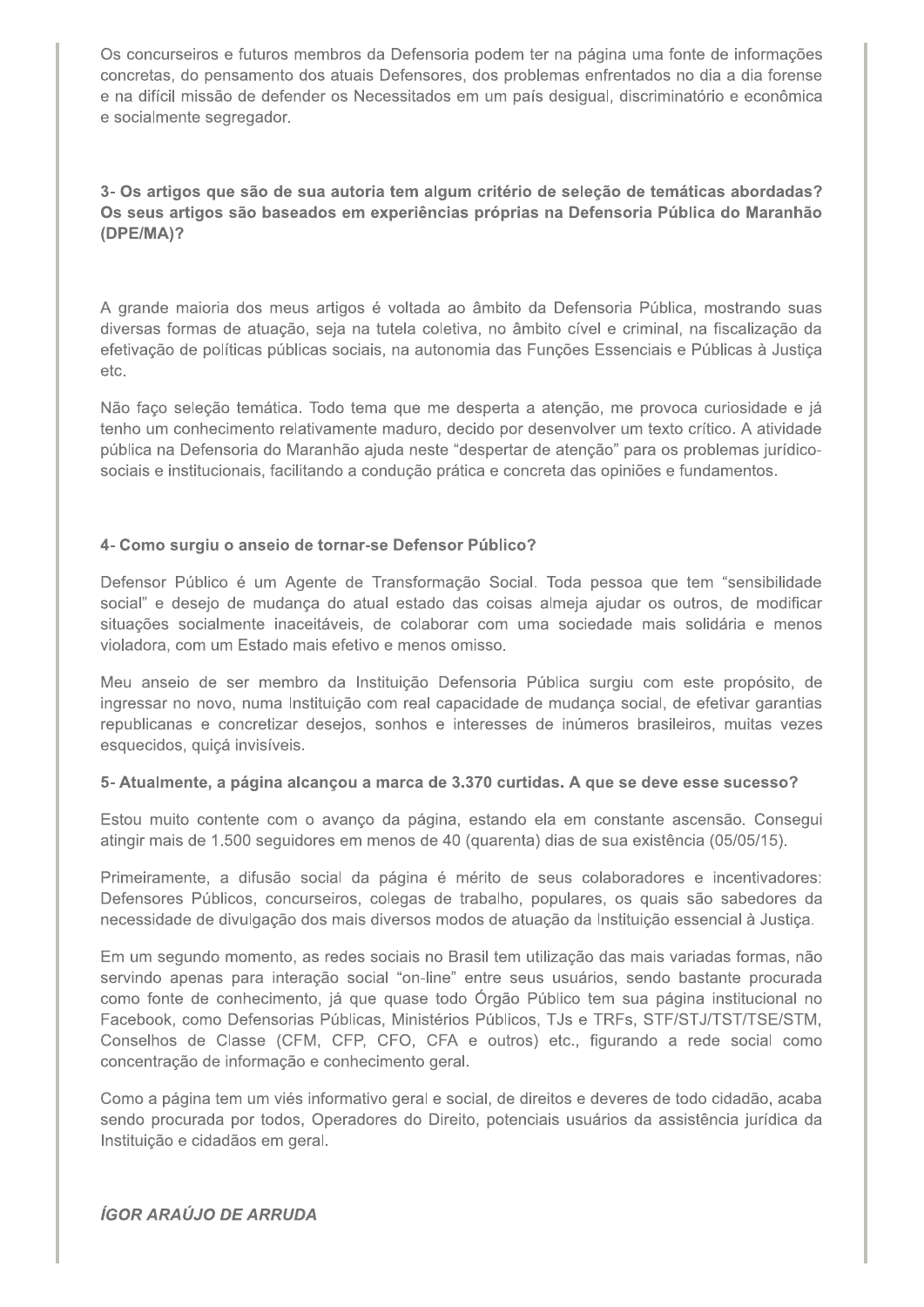Os concurseiros e futuros membros da Defensoria podem ter na página uma fonte de informações concretas, do pensamento dos atuais Defensores, dos problemas enfrentados no dia a dia forense e na difícil missão de defender os Necessitados em um país desigual, discriminatório e econômica e socialmente segregador.

**3- Os artigos que são de sua autoria tem algum critério de seleção de temáticas abordadas? Os seus artigos são baseados em experiências próprias na Defensoria Pública do Maranhão (DPE/MA)?**

A grande maioria dos meus artigos é voltada ao âmbito da Defensoria Pública, mostrando suas diversas formas de atuação, seja na tutela coletiva, no âmbito cível e criminal, na fiscalização da efetivação de políticas públicas sociais, na autonomia das Funções Essenciais e Públicas à Justiça etc.

Não faço seleção temática. Todo tema que me desperta a atenção, me provoca curiosidade e já tenho um conhecimento relativamente maduro, decido por desenvolver um texto crítico. A atividade pública na Defensoria do Maranhão ajuda neste "despertar de atenção" para os problemas jurídico-sociais e institucionais, facilitando a condução prática e concreta das opiniões e fundamentos.

**4- Como surgiu o anseio de tornar-se Defensor Público?**

Defensor Público é um Agente de Transformação Social. Toda pessoa que tem "sensibilidade social" e desejo de mudança do atual estado das coisas almeja ajudar os outros, de modificar situações socialmente inaceitáveis, de colaborar com uma sociedade mais solidária e menos violadora, com um Estado mais efetivo e menos omisso.

Meu anseio de ser membro da Instituição Defensoria Pública surgiu com este propósito, de ingressar no novo, numa Instituição com real capacidade de mudança social, de efetivar garantias republicanas e concretizar desejos, sonhos e interesses de inúmeros brasileiros, muitas vezes esquecidos, quiçá invisíveis.

**5- Atualmente, a página alcançou a marca de 3.370 curtidas. A que se deve esse sucesso?**

Estou muito contente com o avanço da página, estando ela em constante ascensão. Consegui atingir mais de 1.500 seguidores em menos de 40 (quarenta) dias de sua existência (05/05/15).

Primeiramente, a difusão social da página é mérito de seus colaboradores e incentivadores: Defensores Públicos, concurseiros, colegas de trabalho, populares, os quais são sabedores da necessidade de divulgação dos mais diversos modos de atuação da Instituição essencial à Justiça.

Em um segundo momento, as redes sociais no Brasil tem utilização das mais variadas formas, não servindo apenas para interação social "on-line" entre seus usuários, sendo bastante procurada como fonte de conhecimento, já que quase todo Órgão Público tem sua página institucional no Facebook, como Defensorias Públicas, Ministérios Públicos, TJs e TRFs, STF/STJ/TST/TSE/STM, Conselhos de Classe (CFM, CFP, CFO, CFA e outros) etc., figurando a rede social como concentração de informação e conhecimento geral.

Como a página tem um viés informativo geral e social, de direitos e deveres de todo cidadão, acaba sendo procurada por todos, Operadores do Direito, potenciais usuários da assistência jurídica da Instituição e cidadãos em geral.

***ÍGOR ARAÚJO DE ARRUDA***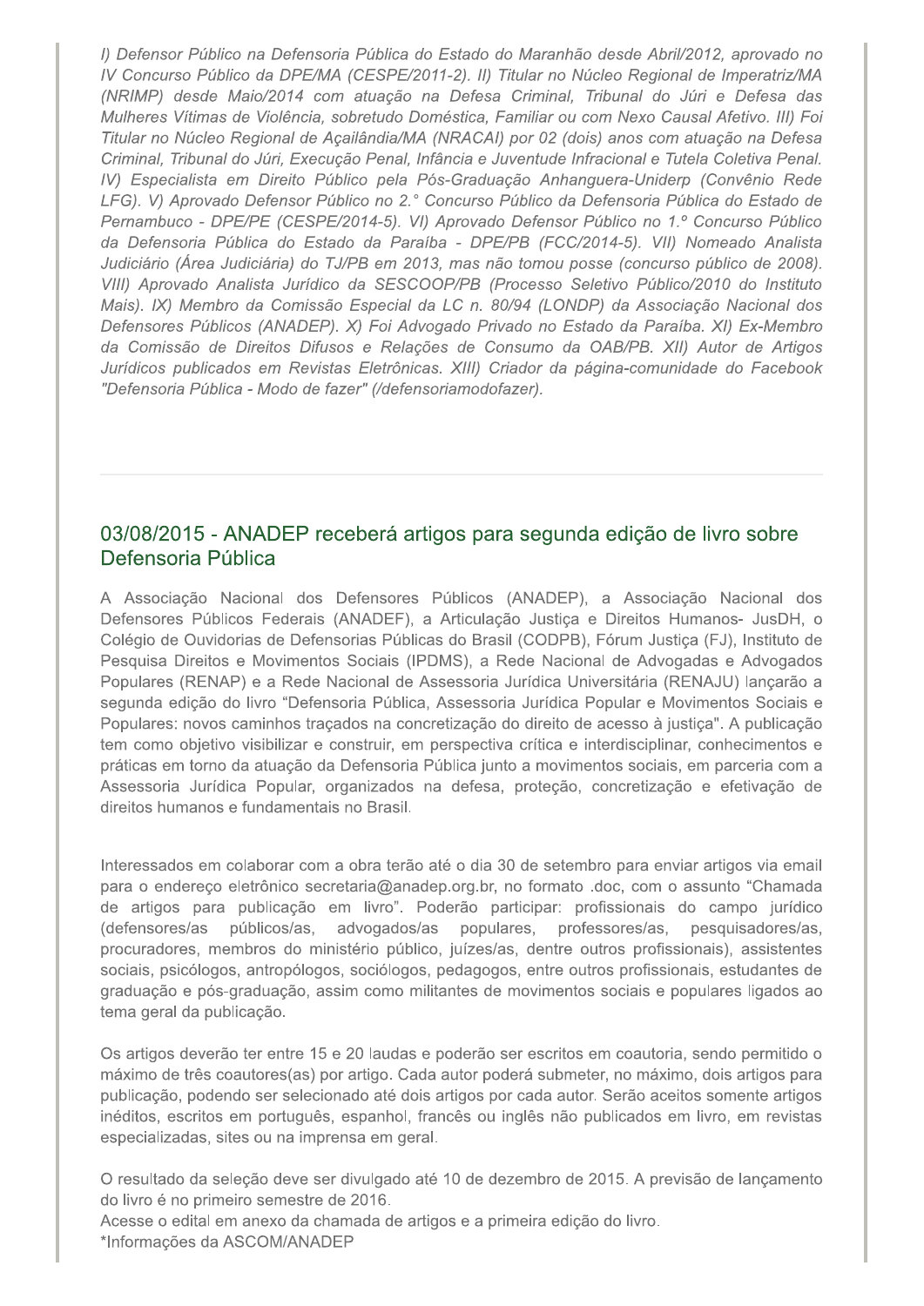*I) Defensor Público na Defensoria Pública do Estado do Maranhão desde Abril/2012, aprovado no IV Concurso Público da DPE/MA (CESPE/2011-2). II) Titular no Núcleo Regional de Imperatriz/MA (NRIMP) desde Maio/2014 com atuação na Defesa Criminal, Tribunal do Júri e Defesa das Mulheres Vítimas de Violência, sobretudo Doméstica, Familiar ou com Nexo Causal Afetivo. III) Foi Titular no Núcleo Regional de Açailândia/MA (NRACAI) por 02 (dois) anos com atuação na Defesa Criminal, Tribunal do Júri, Execução Penal, Infância e Juventude Infracional e Tutela Coletiva Penal. IV) Especialista em Direito Público pela Pós-Graduação Anhanguera-Uniderp (Convênio Rede LFG). V) Aprovado Defensor Público no 2.° Concurso Público da Defensoria Pública do Estado de Pernambuco - DPE/PE (CESPE/2014-5). VI) Aprovado Defensor Público no 1.º Concurso Público da Defensoria Pública do Estado da Paraíba - DPE/PB (FCC/2014-5). VII) Nomeado Analista Judiciário (Área Judiciária) do TJ/PB em 2013, mas não tomou posse (concurso público de 2008). VIII) Aprovado Analista Jurídico da SESCOOP/PB (Processo Seletivo Público/2010 do Instituto Mais). IX) Membro da Comissão Especial da LC n. 80/94 (LONDP) da Associação Nacional dos Defensores Públicos (ANADEP). X) Foi Advogado Privado no Estado da Paraíba. XI) Ex-Membro da Comissão de Direitos Difusos e Relações de Consumo da OAB/PB. XII) Autor de Artigos Jurídicos publicados em Revistas Eletrônicas. XIII) Criador da página-comunidade do Facebook "Defensoria Pública - Modo de fazer" (/defensoriamodofazer).*

---

## 03/08/2015 - ANADEP receberá artigos para segunda edição de livro sobre Defensoria Pública

A Associação Nacional dos Defensores Públicos (ANADEP), a Associação Nacional dos Defensores Públicos Federais (ANADEF), a Articulação Justiça e Direitos Humanos- JusDH, o Colégio de Ouvidorias de Defensorias Públicas do Brasil (CODPB), Fórum Justiça (FJ), Instituto de Pesquisa Direitos e Movimentos Sociais (IPDMS), a Rede Nacional de Advogadas e Advogados Populares (RENAP) e a Rede Nacional de Assessoria Jurídica Universitária (RENAJU) lançarão a segunda edição do livro "Defensoria Pública, Assessoria Jurídica Popular e Movimentos Sociais e Populares: novos caminhos traçados na concretização do direito de acesso à justiça". A publicação tem como objetivo visibilizar e construir, em perspectiva crítica e interdisciplinar, conhecimentos e práticas em torno da atuação da Defensoria Pública junto a movimentos sociais, em parceria com a Assessoria Jurídica Popular, organizados na defesa, proteção, concretização e efetivação de direitos humanos e fundamentais no Brasil.

Interessados em colaborar com a obra terão até o dia 30 de setembro para enviar artigos via email para o endereço eletrônico secretaria@anadep.org.br, no formato .doc, com o assunto "Chamada de artigos para publicação em livro". Poderão participar: profissionais do campo jurídico (defensores/as públicos/as, advogados/as populares, professores/as, pesquisadores/as, procuradores, membros do ministério público, juízes/as, dentre outros profissionais), assistentes sociais, psicólogos, antropólogos, sociólogos, pedagogos, entre outros profissionais, estudantes de graduação e pós-graduação, assim como militantes de movimentos sociais e populares ligados ao tema geral da publicação.

Os artigos deverão ter entre 15 e 20 laudas e poderão ser escritos em coautoria, sendo permitido o máximo de três coautores(as) por artigo. Cada autor poderá submeter, no máximo, dois artigos para publicação, podendo ser selecionado até dois artigos por cada autor. Serão aceitos somente artigos inéditos, escritos em português, espanhol, francês ou inglês não publicados em livro, em revistas especializadas, sites ou na imprensa em geral.

O resultado da seleção deve ser divulgado até 10 de dezembro de 2015. A previsão de lançamento do livro é no primeiro semestre de 2016.
Acesse o edital em anexo da chamada de artigos e a primeira edição do livro.
*Informações da ASCOM/ANADEP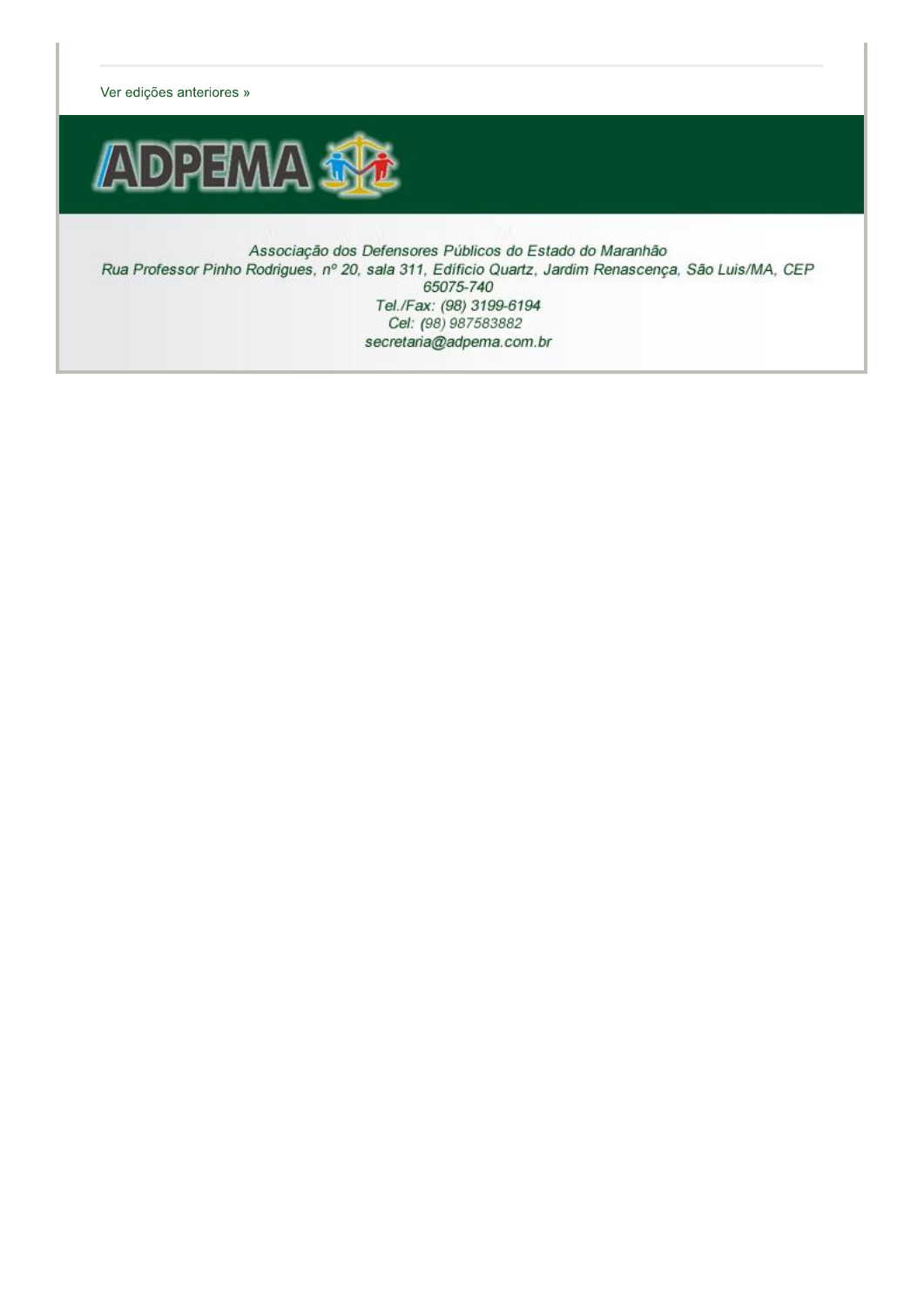Ver edições anteriores »

ADPEMA

*Associação dos Defensores Públicos do Estado do Maranhão*
*Rua Professor Pinho Rodrigues, nº 20, sala 311, Edifício Quartz, Jardim Renascença, São Luis/MA, CEP 65075-740*
*Tel./Fax: (98) 3199-6194*
*Cel: (98) 987583882*
*secretaria@adpema.com.br*